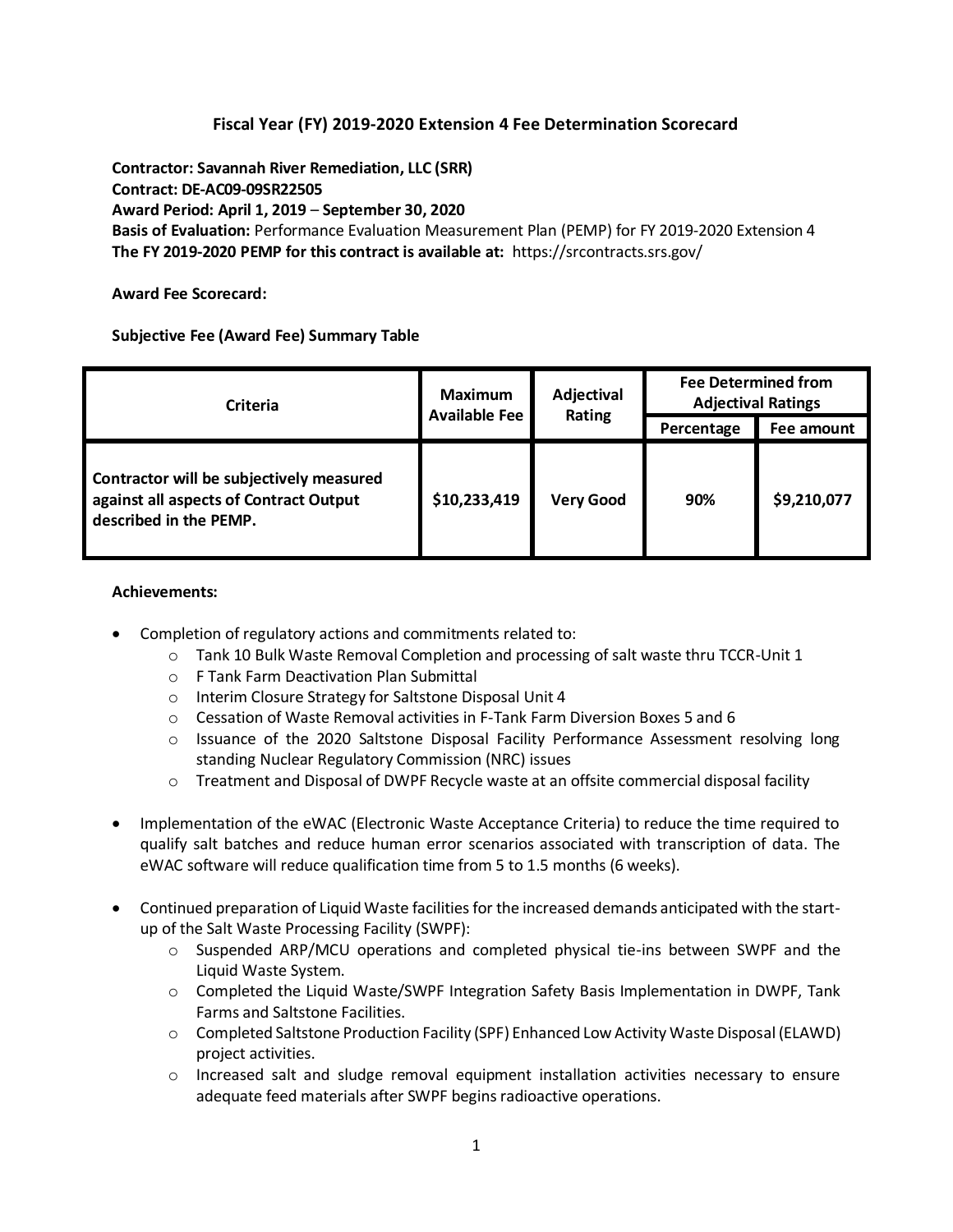# Fiscal Year (FY) 2019-2020 Extension 4 Fee Determination Scorecard

**Contractor: Savannah River Remediation, LLC (SRR)**
**Contract: DE-AC09-09SR22505**
**Award Period: April 1, 2019 – September 30, 2020**
**Basis of Evaluation:** Performance Evaluation Measurement Plan (PEMP) for FY 2019-2020 Extension 4
**The FY 2019-2020 PEMP for this contract is available at:** https://srcontracts.srs.gov/

**Award Fee Scorecard:**

**Subjective Fee (Award Fee) Summary Table**

| Criteria | Maximum Available Fee | Adjectival Rating | Fee Determined from Adjectival Ratings | |
|---|---|---|---|---|
| | | | Percentage | Fee amount |
| **Contractor will be subjectively measured against all aspects of Contract Output described in the PEMP.** | **$10,233,419** | **Very Good** | **90%** | **$9,210,077** |

**Achievements:**

- Completion of regulatory actions and commitments related to:
  - Tank 10 Bulk Waste Removal Completion and processing of salt waste thru TCCR-Unit 1
  - F Tank Farm Deactivation Plan Submittal
  - Interim Closure Strategy for Saltstone Disposal Unit 4
  - Cessation of Waste Removal activities in F-Tank Farm Diversion Boxes 5 and 6
  - Issuance of the 2020 Saltstone Disposal Facility Performance Assessment resolving long standing Nuclear Regulatory Commission (NRC) issues
  - Treatment and Disposal of DWPF Recycle waste at an offsite commercial disposal facility

- Implementation of the eWAC (Electronic Waste Acceptance Criteria) to reduce the time required to qualify salt batches and reduce human error scenarios associated with transcription of data. The eWAC software will reduce qualification time from 5 to 1.5 months (6 weeks).

- Continued preparation of Liquid Waste facilities for the increased demands anticipated with the start-up of the Salt Waste Processing Facility (SWPF):
  - Suspended ARP/MCU operations and completed physical tie-ins between SWPF and the Liquid Waste System.
  - Completed the Liquid Waste/SWPF Integration Safety Basis Implementation in DWPF, Tank Farms and Saltstone Facilities.
  - Completed Saltstone Production Facility (SPF) Enhanced Low Activity Waste Disposal (ELAWD) project activities.
  - Increased salt and sludge removal equipment installation activities necessary to ensure adequate feed materials after SWPF begins radioactive operations.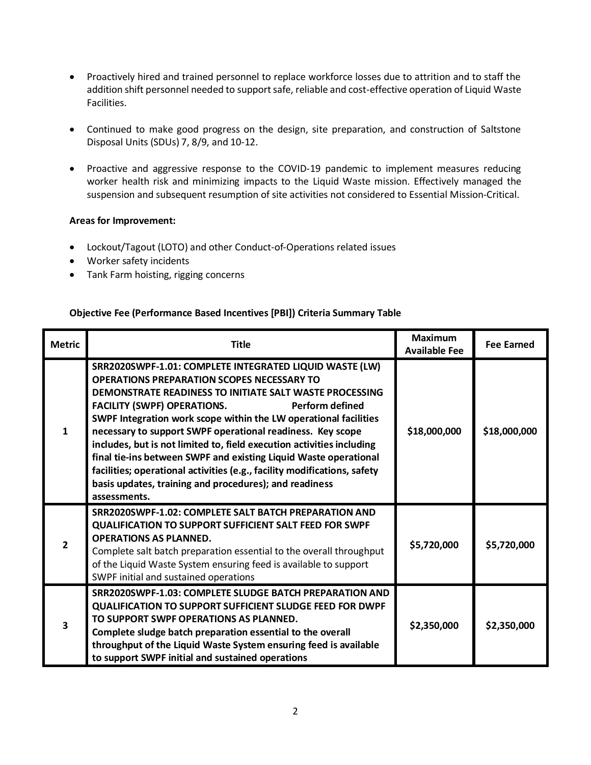- Proactively hired and trained personnel to replace workforce losses due to attrition and to staff the addition shift personnel needed to support safe, reliable and cost-effective operation of Liquid Waste Facilities.

- Continued to make good progress on the design, site preparation, and construction of Saltstone Disposal Units (SDUs) 7, 8/9, and 10-12.

- Proactive and aggressive response to the COVID-19 pandemic to implement measures reducing worker health risk and minimizing impacts to the Liquid Waste mission. Effectively managed the suspension and subsequent resumption of site activities not considered to Essential Mission-Critical.

**Areas for Improvement:**

- Lockout/Tagout (LOTO) and other Conduct-of-Operations related issues
- Worker safety incidents
- Tank Farm hoisting, rigging concerns

**Objective Fee (Performance Based Incentives [PBI]) Criteria Summary Table**

| Metric | Title | Maximum Available Fee | Fee Earned |
|---|---|---|---|
| 1 | **SRR2020SWPF-1.01: COMPLETE INTEGRATED LIQUID WASTE (LW) OPERATIONS PREPARATION SCOPES NECESSARY TO DEMONSTRATE READINESS TO INITIATE SALT WASTE PROCESSING FACILITY (SWPF) OPERATIONS. Perform defined SWPF Integration work scope within the LW operational facilities necessary to support SWPF operational readiness. Key scope includes, but is not limited to, field execution activities including final tie-ins between SWPF and existing Liquid Waste operational facilities; operational activities (e.g., facility modifications, safety basis updates, training and procedures); and readiness assessments.** | **$18,000,000** | **$18,000,000** |
| 2 | **SRR2020SWPF-1.02: COMPLETE SALT BATCH PREPARATION AND QUALIFICATION TO SUPPORT SUFFICIENT SALT FEED FOR SWPF OPERATIONS AS PLANNED.** Complete salt batch preparation essential to the overall throughput of the Liquid Waste System ensuring feed is available to support SWPF initial and sustained operations | **$5,720,000** | **$5,720,000** |
| 3 | **SRR2020SWPF-1.03: COMPLETE SLUDGE BATCH PREPARATION AND QUALIFICATION TO SUPPORT SUFFICIENT SLUDGE FEED FOR DWPF TO SUPPORT SWPF OPERATIONS AS PLANNED. Complete sludge batch preparation essential to the overall throughput of the Liquid Waste System ensuring feed is available to support SWPF initial and sustained operations** | **$2,350,000** | **$2,350,000** |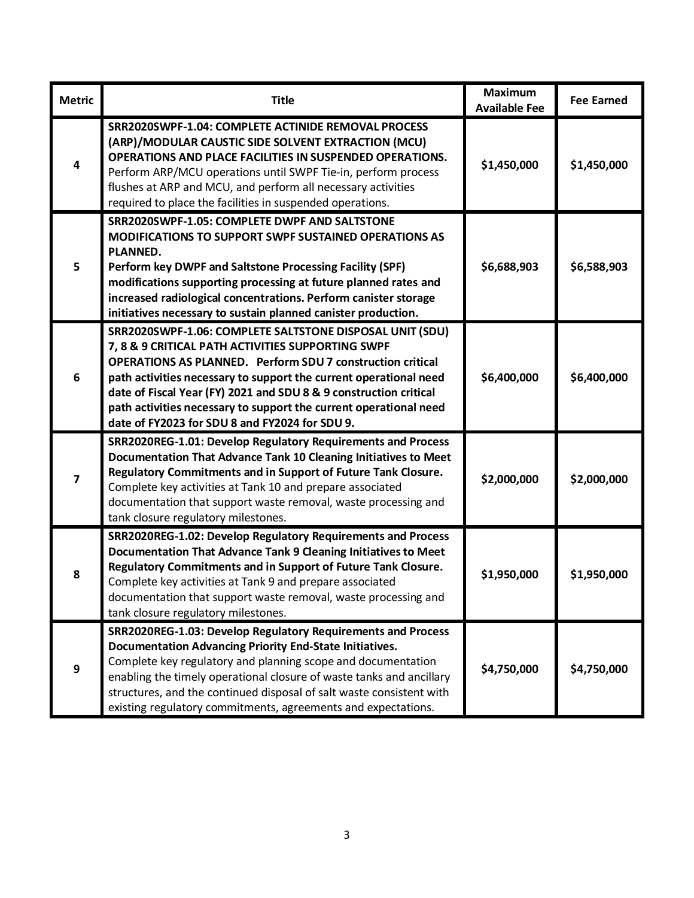| Metric | Title | Maximum Available Fee | Fee Earned |
|---|---|---|---|
| 4 | **SRR2020SWPF-1.04: COMPLETE ACTINIDE REMOVAL PROCESS (ARP)/MODULAR CAUSTIC SIDE SOLVENT EXTRACTION (MCU) OPERATIONS AND PLACE FACILITIES IN SUSPENDED OPERATIONS.** Perform ARP/MCU operations until SWPF Tie-in, perform process flushes at ARP and MCU, and perform all necessary activities required to place the facilities in suspended operations. | $1,450,000 | $1,450,000 |
| 5 | **SRR2020SWPF-1.05: COMPLETE DWPF AND SALTSTONE MODIFICATIONS TO SUPPORT SWPF SUSTAINED OPERATIONS AS PLANNED. Perform key DWPF and Saltstone Processing Facility (SPF) modifications supporting processing at future planned rates and increased radiological concentrations. Perform canister storage initiatives necessary to sustain planned canister production.** | $6,688,903 | $6,588,903 |
| 6 | **SRR2020SWPF-1.06: COMPLETE SALTSTONE DISPOSAL UNIT (SDU) 7, 8 & 9 CRITICAL PATH ACTIVITIES SUPPORTING SWPF OPERATIONS AS PLANNED. Perform SDU 7 construction critical path activities necessary to support the current operational need date of Fiscal Year (FY) 2021 and SDU 8 & 9 construction critical path activities necessary to support the current operational need date of FY2023 for SDU 8 and FY2024 for SDU 9.** | $6,400,000 | $6,400,000 |
| 7 | **SRR2020REG-1.01: Develop Regulatory Requirements and Process Documentation That Advance Tank 10 Cleaning Initiatives to Meet Regulatory Commitments and in Support of Future Tank Closure.** Complete key activities at Tank 10 and prepare associated documentation that support waste removal, waste processing and tank closure regulatory milestones. | $2,000,000 | $2,000,000 |
| 8 | **SRR2020REG-1.02: Develop Regulatory Requirements and Process Documentation That Advance Tank 9 Cleaning Initiatives to Meet Regulatory Commitments and in Support of Future Tank Closure.** Complete key activities at Tank 9 and prepare associated documentation that support waste removal, waste processing and tank closure regulatory milestones. | $1,950,000 | $1,950,000 |
| 9 | **SRR2020REG-1.03: Develop Regulatory Requirements and Process Documentation Advancing Priority End-State Initiatives.** Complete key regulatory and planning scope and documentation enabling the timely operational closure of waste tanks and ancillary structures, and the continued disposal of salt waste consistent with existing regulatory commitments, agreements and expectations. | $4,750,000 | $4,750,000 |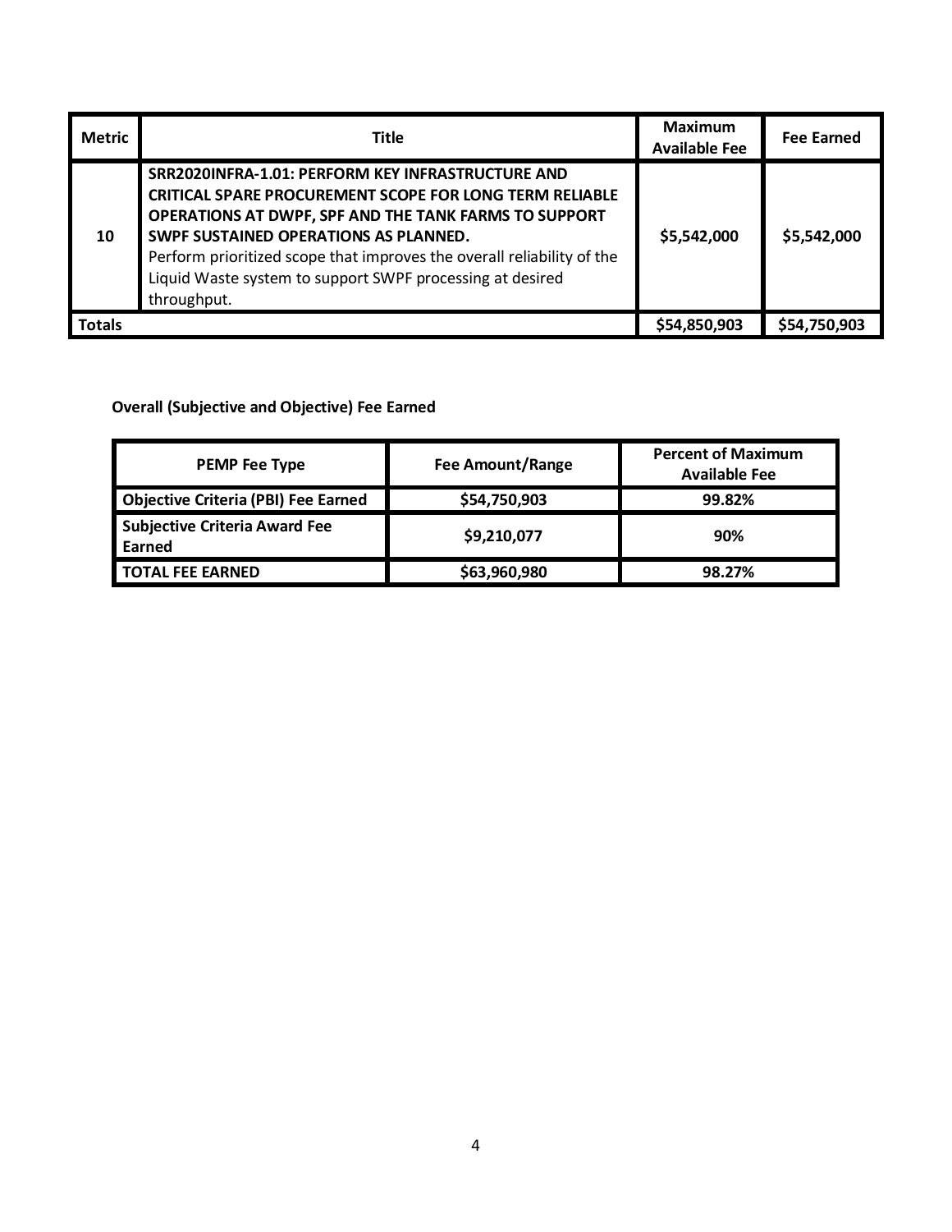| Metric | Title | Maximum Available Fee | Fee Earned |
|---|---|---|---|
| 10 | **SRR2020INFRA-1.01: PERFORM KEY INFRASTRUCTURE AND CRITICAL SPARE PROCUREMENT SCOPE FOR LONG TERM RELIABLE OPERATIONS AT DWPF, SPF AND THE TANK FARMS TO SUPPORT SWPF SUSTAINED OPERATIONS AS PLANNED.** Perform prioritized scope that improves the overall reliability of the Liquid Waste system to support SWPF processing at desired throughput. | $5,542,000 | $5,542,000 |
| **Totals** | | **$54,850,903** | **$54,750,903** |

**Overall (Subjective and Objective) Fee Earned**

| PEMP Fee Type | Fee Amount/Range | Percent of Maximum Available Fee |
|---|---|---|
| **Objective Criteria (PBI) Fee Earned** | **$54,750,903** | **99.82%** |
| **Subjective Criteria Award Fee Earned** | **$9,210,077** | **90%** |
| **TOTAL FEE EARNED** | **$63,960,980** | **98.27%** |